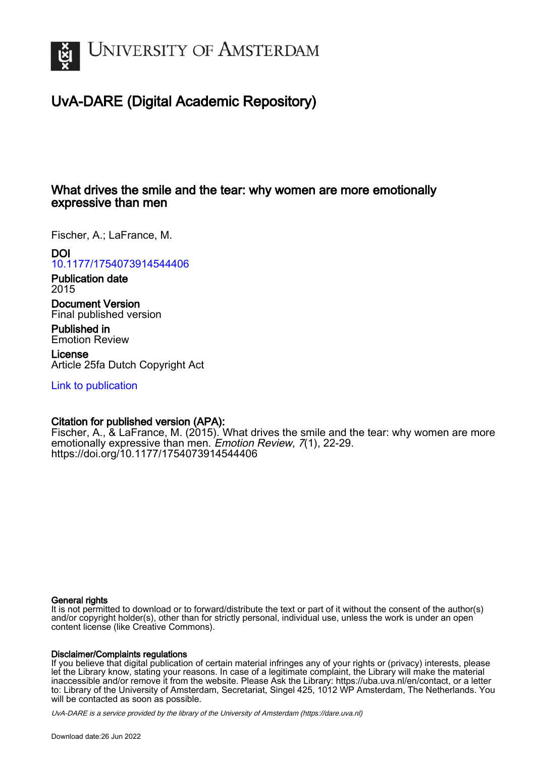# UNIVERSITY OF AMSTERDAM

## UvA-DARE (Digital Academic Repository)

### What drives the smile and the tear: why women are more emotionally expressive than men

Fischer, A.; LaFrance, M.

**DOI**
10.1177/1754073914544406

**Publication date**
2015

**Document Version**
Final published version

**Published in**
Emotion Review

**License**
Article 25fa Dutch Copyright Act

Link to publication

**Citation for published version (APA):**
Fischer, A., & LaFrance, M. (2015). What drives the smile and the tear: why women are more emotionally expressive than men. *Emotion Review*, *7*(1), 22-29. https://doi.org/10.1177/1754073914544406

**General rights**
It is not permitted to download or to forward/distribute the text or part of it without the consent of the author(s) and/or copyright holder(s), other than for strictly personal, individual use, unless the work is under an open content license (like Creative Commons).

**Disclaimer/Complaints regulations**
If you believe that digital publication of certain material infringes any of your rights or (privacy) interests, please let the Library know, stating your reasons. In case of a legitimate complaint, the Library will make the material inaccessible and/or remove it from the website. Please Ask the Library: https://uba.uva.nl/en/contact, or a letter to: Library of the University of Amsterdam, Secretariat, Singel 425, 1012 WP Amsterdam, The Netherlands. You will be contacted as soon as possible.

*UvA-DARE is a service provided by the library of the University of Amsterdam (https://dare.uva.nl)*

Download date:26 Jun 2022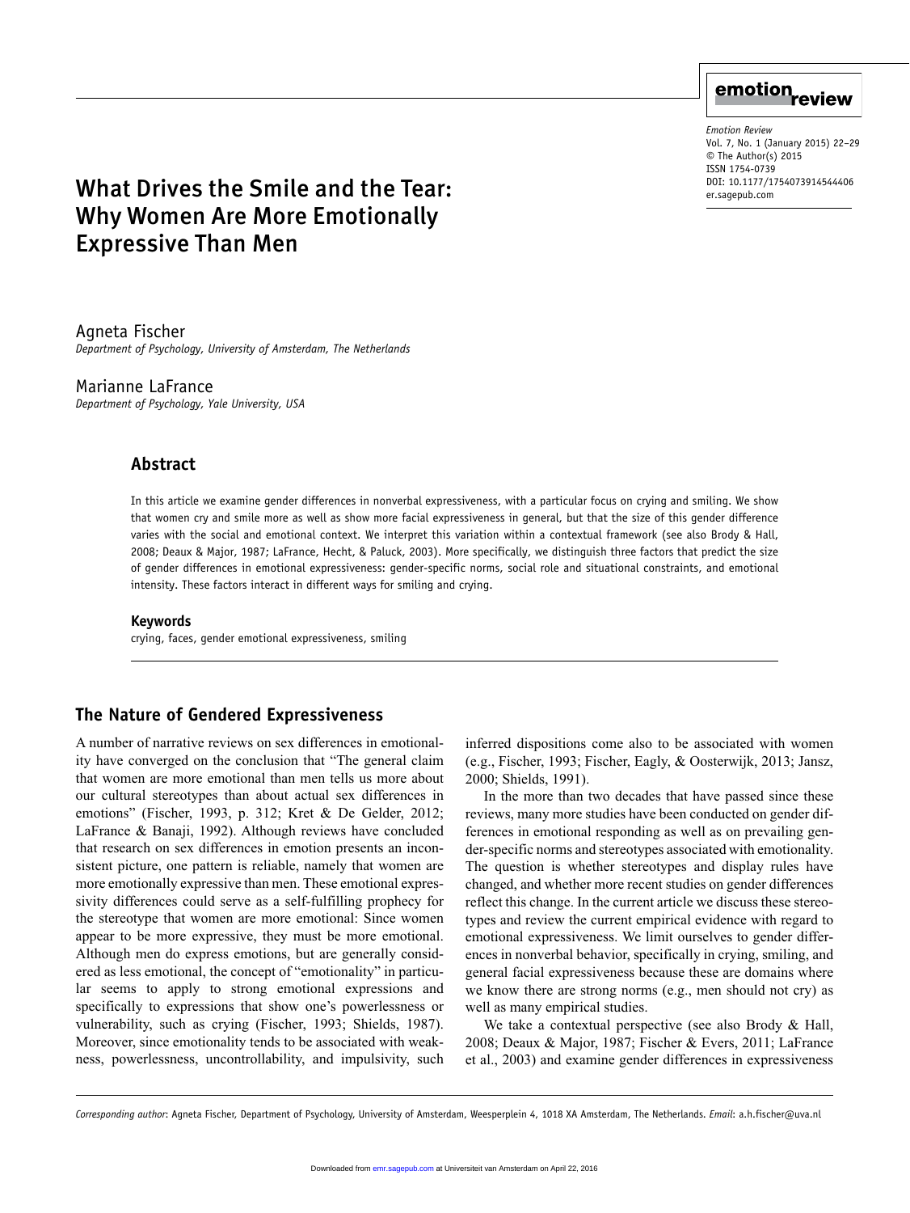# What Drives the Smile and the Tear: Why Women Are More Emotionally Expressive Than Men

Agneta Fischer
*Department of Psychology, University of Amsterdam, The Netherlands*

Marianne LaFrance
*Department of Psychology, Yale University, USA*

## Abstract

In this article we examine gender differences in nonverbal expressiveness, with a particular focus on crying and smiling. We show that women cry and smile more as well as show more facial expressiveness in general, but that the size of this gender difference varies with the social and emotional context. We interpret this variation within a contextual framework (see also Brody & Hall, 2008; Deaux & Major, 1987; LaFrance, Hecht, & Paluck, 2003). More specifically, we distinguish three factors that predict the size of gender differences in emotional expressiveness: gender-specific norms, social role and situational constraints, and emotional intensity. These factors interact in different ways for smiling and crying.

### Keywords

crying, faces, gender emotional expressiveness, smiling

## The Nature of Gendered Expressiveness

A number of narrative reviews on sex differences in emotionality have converged on the conclusion that "The general claim that women are more emotional than men tells us more about our cultural stereotypes than about actual sex differences in emotions" (Fischer, 1993, p. 312; Kret & De Gelder, 2012; LaFrance & Banaji, 1992). Although reviews have concluded that research on sex differences in emotion presents an inconsistent picture, one pattern is reliable, namely that women are more emotionally expressive than men. These emotional expressivity differences could serve as a self-fulfilling prophecy for the stereotype that women are more emotional: Since women appear to be more expressive, they must be more emotional. Although men do express emotions, but are generally considered as less emotional, the concept of "emotionality" in particular seems to apply to strong emotional expressions and specifically to expressions that show one's powerlessness or vulnerability, such as crying (Fischer, 1993; Shields, 1987). Moreover, since emotionality tends to be associated with weakness, powerlessness, uncontrollability, and impulsivity, such inferred dispositions come also to be associated with women (e.g., Fischer, 1993; Fischer, Eagly, & Oosterwijk, 2013; Jansz, 2000; Shields, 1991).

In the more than two decades that have passed since these reviews, many more studies have been conducted on gender differences in emotional responding as well as on prevailing gender-specific norms and stereotypes associated with emotionality. The question is whether stereotypes and display rules have changed, and whether more recent studies on gender differences reflect this change. In the current article we discuss these stereotypes and review the current empirical evidence with regard to emotional expressiveness. We limit ourselves to gender differences in nonverbal behavior, specifically in crying, smiling, and general facial expressiveness because these are domains where we know there are strong norms (e.g., men should not cry) as well as many empirical studies.

We take a contextual perspective (see also Brody & Hall, 2008; Deaux & Major, 1987; Fischer & Evers, 2011; LaFrance et al., 2003) and examine gender differences in expressiveness

*Corresponding author*: Agneta Fischer, Department of Psychology, University of Amsterdam, Weesperplein 4, 1018 XA Amsterdam, The Netherlands. *Email*: a.h.fischer@uva.nl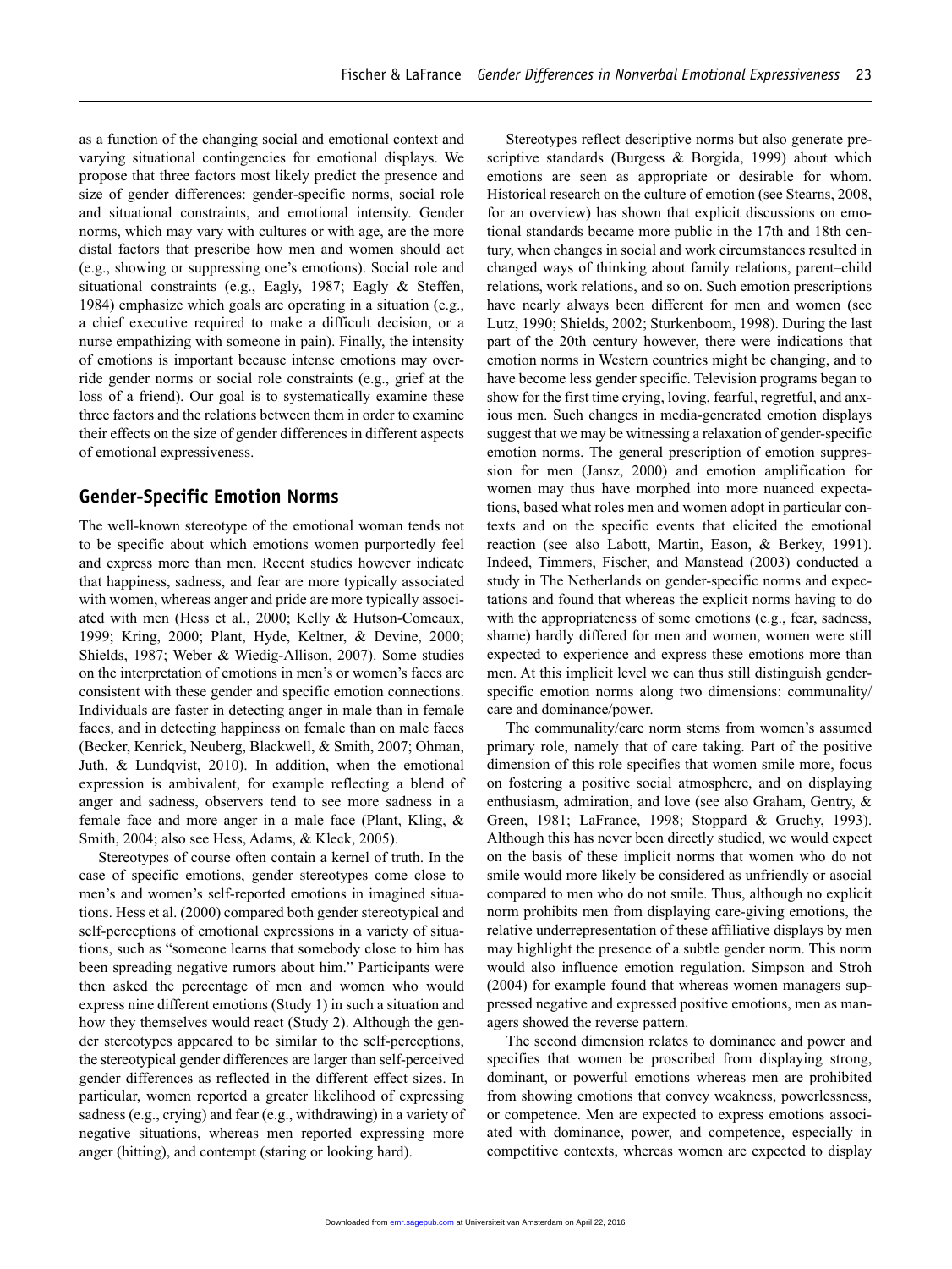as a function of the changing social and emotional context and varying situational contingencies for emotional displays. We propose that three factors most likely predict the presence and size of gender differences: gender-specific norms, social role and situational constraints, and emotional intensity. Gender norms, which may vary with cultures or with age, are the more distal factors that prescribe how men and women should act (e.g., showing or suppressing one's emotions). Social role and situational constraints (e.g., Eagly, 1987; Eagly & Steffen, 1984) emphasize which goals are operating in a situation (e.g., a chief executive required to make a difficult decision, or a nurse empathizing with someone in pain). Finally, the intensity of emotions is important because intense emotions may override gender norms or social role constraints (e.g., grief at the loss of a friend). Our goal is to systematically examine these three factors and the relations between them in order to examine their effects on the size of gender differences in different aspects of emotional expressiveness.

## Gender-Specific Emotion Norms

The well-known stereotype of the emotional woman tends not to be specific about which emotions women purportedly feel and express more than men. Recent studies however indicate that happiness, sadness, and fear are more typically associated with women, whereas anger and pride are more typically associated with men (Hess et al., 2000; Kelly & Hutson-Comeaux, 1999; Kring, 2000; Plant, Hyde, Keltner, & Devine, 2000; Shields, 1987; Weber & Wiedig-Allison, 2007). Some studies on the interpretation of emotions in men's or women's faces are consistent with these gender and specific emotion connections. Individuals are faster in detecting anger in male than in female faces, and in detecting happiness on female than on male faces (Becker, Kenrick, Neuberg, Blackwell, & Smith, 2007; Ohman, Juth, & Lundqvist, 2010). In addition, when the emotional expression is ambivalent, for example reflecting a blend of anger and sadness, observers tend to see more sadness in a female face and more anger in a male face (Plant, Kling, & Smith, 2004; also see Hess, Adams, & Kleck, 2005).

Stereotypes of course often contain a kernel of truth. In the case of specific emotions, gender stereotypes come close to men's and women's self-reported emotions in imagined situations. Hess et al. (2000) compared both gender stereotypical and self-perceptions of emotional expressions in a variety of situations, such as "someone learns that somebody close to him has been spreading negative rumors about him." Participants were then asked the percentage of men and women who would express nine different emotions (Study 1) in such a situation and how they themselves would react (Study 2). Although the gender stereotypes appeared to be similar to the self-perceptions, the stereotypical gender differences are larger than self-perceived gender differences as reflected in the different effect sizes. In particular, women reported a greater likelihood of expressing sadness (e.g., crying) and fear (e.g., withdrawing) in a variety of negative situations, whereas men reported expressing more anger (hitting), and contempt (staring or looking hard).

Stereotypes reflect descriptive norms but also generate prescriptive standards (Burgess & Borgida, 1999) about which emotions are seen as appropriate or desirable for whom. Historical research on the culture of emotion (see Stearns, 2008, for an overview) has shown that explicit discussions on emotional standards became more public in the 17th and 18th century, when changes in social and work circumstances resulted in changed ways of thinking about family relations, parent–child relations, work relations, and so on. Such emotion prescriptions have nearly always been different for men and women (see Lutz, 1990; Shields, 2002; Sturkenboom, 1998). During the last part of the 20th century however, there were indications that emotion norms in Western countries might be changing, and to have become less gender specific. Television programs began to show for the first time crying, loving, fearful, regretful, and anxious men. Such changes in media-generated emotion displays suggest that we may be witnessing a relaxation of gender-specific emotion norms. The general prescription of emotion suppression for men (Jansz, 2000) and emotion amplification for women may thus have morphed into more nuanced expectations, based what roles men and women adopt in particular contexts and on the specific events that elicited the emotional reaction (see also Labott, Martin, Eason, & Berkey, 1991). Indeed, Timmers, Fischer, and Manstead (2003) conducted a study in The Netherlands on gender-specific norms and expectations and found that whereas the explicit norms having to do with the appropriateness of some emotions (e.g., fear, sadness, shame) hardly differed for men and women, women were still expected to experience and express these emotions more than men. At this implicit level we can thus still distinguish gender-specific emotion norms along two dimensions: communality/care and dominance/power.

The communality/care norm stems from women's assumed primary role, namely that of care taking. Part of the positive dimension of this role specifies that women smile more, focus on fostering a positive social atmosphere, and on displaying enthusiasm, admiration, and love (see also Graham, Gentry, & Green, 1981; LaFrance, 1998; Stoppard & Gruchy, 1993). Although this has never been directly studied, we would expect on the basis of these implicit norms that women who do not smile would more likely be considered as unfriendly or asocial compared to men who do not smile. Thus, although no explicit norm prohibits men from displaying care-giving emotions, the relative underrepresentation of these affiliative displays by men may highlight the presence of a subtle gender norm. This norm would also influence emotion regulation. Simpson and Stroh (2004) for example found that whereas women managers suppressed negative and expressed positive emotions, men as managers showed the reverse pattern.

The second dimension relates to dominance and power and specifies that women be proscribed from displaying strong, dominant, or powerful emotions whereas men are prohibited from showing emotions that convey weakness, powerlessness, or competence. Men are expected to express emotions associated with dominance, power, and competence, especially in competitive contexts, whereas women are expected to display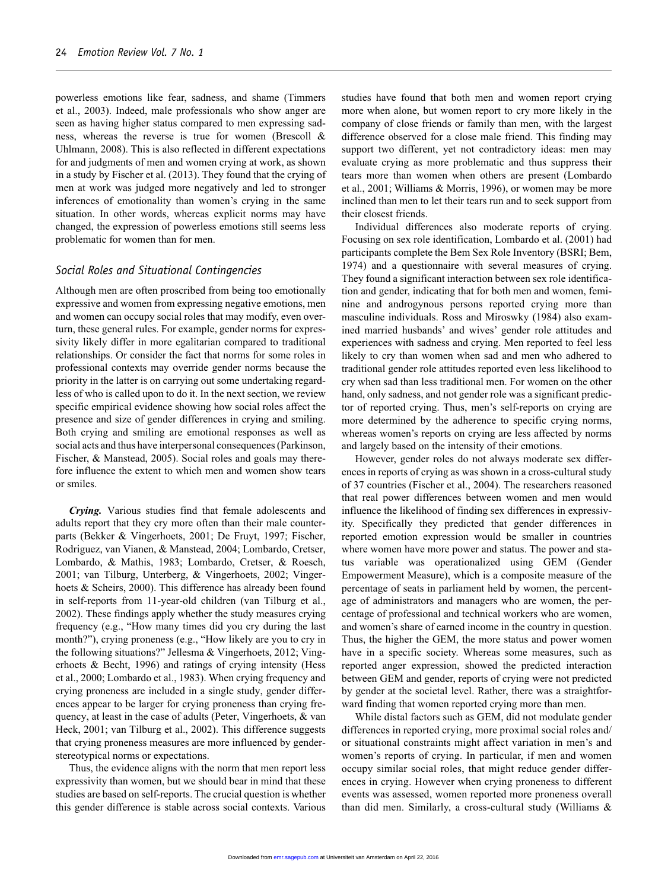powerless emotions like fear, sadness, and shame (Timmers et al., 2003). Indeed, male professionals who show anger are seen as having higher status compared to men expressing sadness, whereas the reverse is true for women (Brescoll & Uhlmann, 2008). This is also reflected in different expectations for and judgments of men and women crying at work, as shown in a study by Fischer et al. (2013). They found that the crying of men at work was judged more negatively and led to stronger inferences of emotionality than women's crying in the same situation. In other words, whereas explicit norms may have changed, the expression of powerless emotions still seems less problematic for women than for men.

### *Social Roles and Situational Contingencies*

Although men are often proscribed from being too emotionally expressive and women from expressing negative emotions, men and women can occupy social roles that may modify, even overturn, these general rules. For example, gender norms for expressivity likely differ in more egalitarian compared to traditional relationships. Or consider the fact that norms for some roles in professional contexts may override gender norms because the priority in the latter is on carrying out some undertaking regardless of who is called upon to do it. In the next section, we review specific empirical evidence showing how social roles affect the presence and size of gender differences in crying and smiling. Both crying and smiling are emotional responses as well as social acts and thus have interpersonal consequences (Parkinson, Fischer, & Manstead, 2005). Social roles and goals may therefore influence the extent to which men and women show tears or smiles.

***Crying.*** Various studies find that female adolescents and adults report that they cry more often than their male counterparts (Bekker & Vingerhoets, 2001; De Fruyt, 1997; Fischer, Rodriguez, van Vianen, & Manstead, 2004; Lombardo, Cretser, Lombardo, & Mathis, 1983; Lombardo, Cretser, & Roesch, 2001; van Tilburg, Unterberg, & Vingerhoets, 2002; Vingerhoets & Scheirs, 2000). This difference has already been found in self-reports from 11-year-old children (van Tilburg et al., 2002). These findings apply whether the study measures crying frequency (e.g., "How many times did you cry during the last month?"), crying proneness (e.g., "How likely are you to cry in the following situations?" Jellesma & Vingerhoets, 2012; Vingerhoets & Becht, 1996) and ratings of crying intensity (Hess et al., 2000; Lombardo et al., 1983). When crying frequency and crying proneness are included in a single study, gender differences appear to be larger for crying proneness than crying frequency, at least in the case of adults (Peter, Vingerhoets, & van Heck, 2001; van Tilburg et al., 2002). This difference suggests that crying proneness measures are more influenced by gender-stereotypical norms or expectations.

Thus, the evidence aligns with the norm that men report less expressivity than women, but we should bear in mind that these studies are based on self-reports. The crucial question is whether this gender difference is stable across social contexts. Various studies have found that both men and women report crying more when alone, but women report to cry more likely in the company of close friends or family than men, with the largest difference observed for a close male friend. This finding may support two different, yet not contradictory ideas: men may evaluate crying as more problematic and thus suppress their tears more than women when others are present (Lombardo et al., 2001; Williams & Morris, 1996), or women may be more inclined than men to let their tears run and to seek support from their closest friends.

Individual differences also moderate reports of crying. Focusing on sex role identification, Lombardo et al. (2001) had participants complete the Bem Sex Role Inventory (BSRI; Bem, 1974) and a questionnaire with several measures of crying. They found a significant interaction between sex role identification and gender, indicating that for both men and women, feminine and androgynous persons reported crying more than masculine individuals. Ross and Miroswky (1984) also examined married husbands' and wives' gender role attitudes and experiences with sadness and crying. Men reported to feel less likely to cry than women when sad and men who adhered to traditional gender role attitudes reported even less likelihood to cry when sad than less traditional men. For women on the other hand, only sadness, and not gender role was a significant predictor of reported crying. Thus, men's self-reports on crying are more determined by the adherence to specific crying norms, whereas women's reports on crying are less affected by norms and largely based on the intensity of their emotions.

However, gender roles do not always moderate sex differences in reports of crying as was shown in a cross-cultural study of 37 countries (Fischer et al., 2004). The researchers reasoned that real power differences between women and men would influence the likelihood of finding sex differences in expressivity. Specifically they predicted that gender differences in reported emotion expression would be smaller in countries where women have more power and status. The power and status variable was operationalized using GEM (Gender Empowerment Measure), which is a composite measure of the percentage of seats in parliament held by women, the percentage of administrators and managers who are women, the percentage of professional and technical workers who are women, and women's share of earned income in the country in question. Thus, the higher the GEM, the more status and power women have in a specific society. Whereas some measures, such as reported anger expression, showed the predicted interaction between GEM and gender, reports of crying were not predicted by gender at the societal level. Rather, there was a straightforward finding that women reported crying more than men.

While distal factors such as GEM, did not modulate gender differences in reported crying, more proximal social roles and/or situational constraints might affect variation in men's and women's reports of crying. In particular, if men and women occupy similar social roles, that might reduce gender differences in crying. However when crying proneness to different events was assessed, women reported more proneness overall than did men. Similarly, a cross-cultural study (Williams &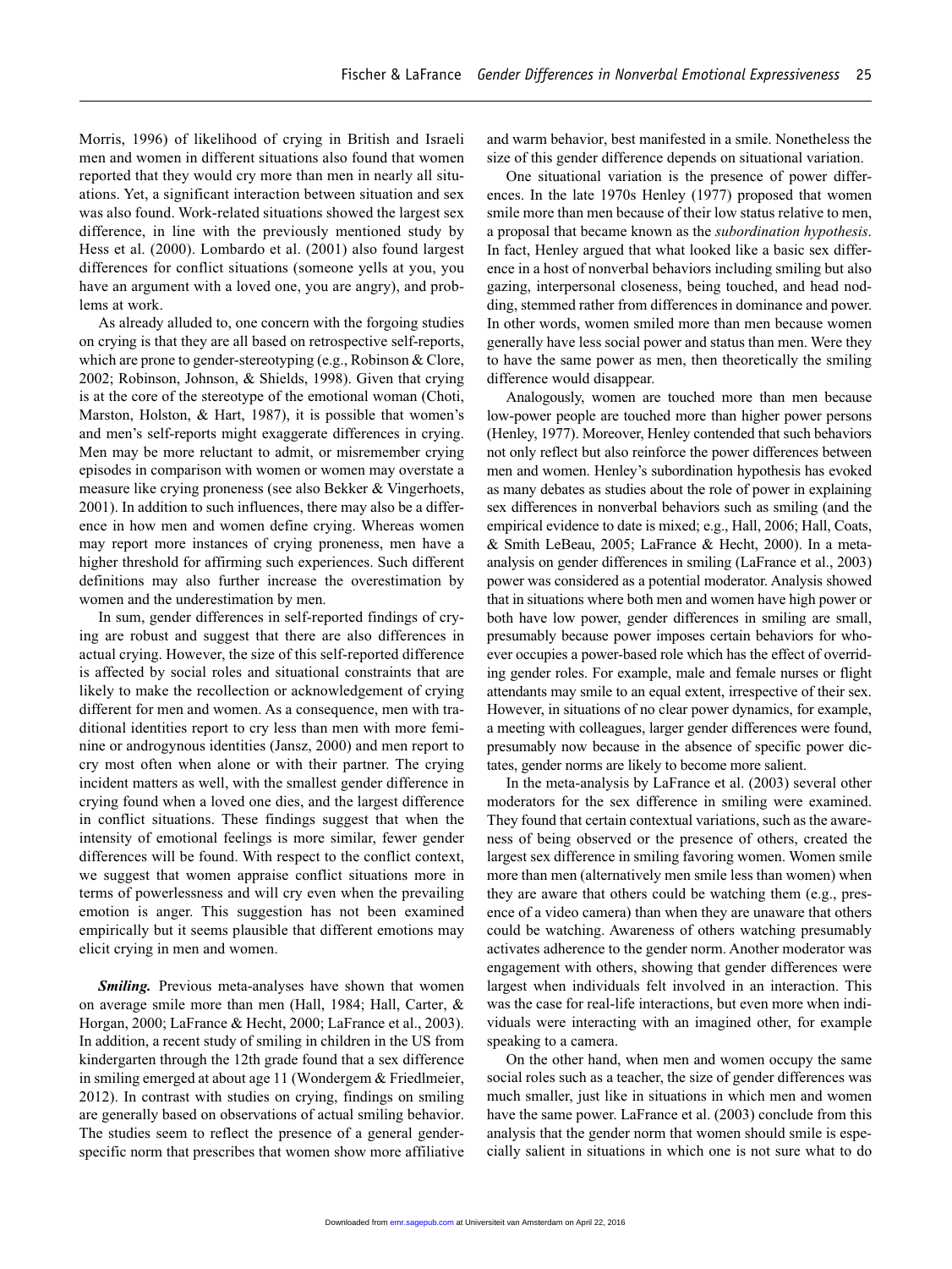Morris, 1996) of likelihood of crying in British and Israeli men and women in different situations also found that women reported that they would cry more than men in nearly all situations. Yet, a significant interaction between situation and sex was also found. Work-related situations showed the largest sex difference, in line with the previously mentioned study by Hess et al. (2000). Lombardo et al. (2001) also found largest differences for conflict situations (someone yells at you, you have an argument with a loved one, you are angry), and problems at work.

As already alluded to, one concern with the forgoing studies on crying is that they are all based on retrospective self-reports, which are prone to gender-stereotyping (e.g., Robinson & Clore, 2002; Robinson, Johnson, & Shields, 1998). Given that crying is at the core of the stereotype of the emotional woman (Choti, Marston, Holston, & Hart, 1987), it is possible that women's and men's self-reports might exaggerate differences in crying. Men may be more reluctant to admit, or misremember crying episodes in comparison with women or women may overstate a measure like crying proneness (see also Bekker & Vingerhoets, 2001). In addition to such influences, there may also be a difference in how men and women define crying. Whereas women may report more instances of crying proneness, men have a higher threshold for affirming such experiences. Such different definitions may also further increase the overestimation by women and the underestimation by men.

In sum, gender differences in self-reported findings of crying are robust and suggest that there are also differences in actual crying. However, the size of this self-reported difference is affected by social roles and situational constraints that are likely to make the recollection or acknowledgement of crying different for men and women. As a consequence, men with traditional identities report to cry less than men with more feminine or androgynous identities (Jansz, 2000) and men report to cry most often when alone or with their partner. The crying incident matters as well, with the smallest gender difference in crying found when a loved one dies, and the largest difference in conflict situations. These findings suggest that when the intensity of emotional feelings is more similar, fewer gender differences will be found. With respect to the conflict context, we suggest that women appraise conflict situations more in terms of powerlessness and will cry even when the prevailing emotion is anger. This suggestion has not been examined empirically but it seems plausible that different emotions may elicit crying in men and women.

***Smiling.*** Previous meta-analyses have shown that women on average smile more than men (Hall, 1984; Hall, Carter, & Horgan, 2000; LaFrance & Hecht, 2000; LaFrance et al., 2003). In addition, a recent study of smiling in children in the US from kindergarten through the 12th grade found that a sex difference in smiling emerged at about age 11 (Wondergem & Friedlmeier, 2012). In contrast with studies on crying, findings on smiling are generally based on observations of actual smiling behavior. The studies seem to reflect the presence of a general gender-specific norm that prescribes that women show more affiliative and warm behavior, best manifested in a smile. Nonetheless the size of this gender difference depends on situational variation.

One situational variation is the presence of power differences. In the late 1970s Henley (1977) proposed that women smile more than men because of their low status relative to men, a proposal that became known as the *subordination hypothesis*. In fact, Henley argued that what looked like a basic sex difference in a host of nonverbal behaviors including smiling but also gazing, interpersonal closeness, being touched, and head nodding, stemmed rather from differences in dominance and power. In other words, women smiled more than men because women generally have less social power and status than men. Were they to have the same power as men, then theoretically the smiling difference would disappear.

Analogously, women are touched more than men because low-power people are touched more than higher power persons (Henley, 1977). Moreover, Henley contended that such behaviors not only reflect but also reinforce the power differences between men and women. Henley's subordination hypothesis has evoked as many debates as studies about the role of power in explaining sex differences in nonverbal behaviors such as smiling (and the empirical evidence to date is mixed; e.g., Hall, 2006; Hall, Coats, & Smith LeBeau, 2005; LaFrance & Hecht, 2000). In a meta-analysis on gender differences in smiling (LaFrance et al., 2003) power was considered as a potential moderator. Analysis showed that in situations where both men and women have high power or both have low power, gender differences in smiling are small, presumably because power imposes certain behaviors for whoever occupies a power-based role which has the effect of overriding gender roles. For example, male and female nurses or flight attendants may smile to an equal extent, irrespective of their sex. However, in situations of no clear power dynamics, for example, a meeting with colleagues, larger gender differences were found, presumably now because in the absence of specific power dictates, gender norms are likely to become more salient.

In the meta-analysis by LaFrance et al. (2003) several other moderators for the sex difference in smiling were examined. They found that certain contextual variations, such as the awareness of being observed or the presence of others, created the largest sex difference in smiling favoring women. Women smile more than men (alternatively men smile less than women) when they are aware that others could be watching them (e.g., presence of a video camera) than when they are unaware that others could be watching. Awareness of others watching presumably activates adherence to the gender norm. Another moderator was engagement with others, showing that gender differences were largest when individuals felt involved in an interaction. This was the case for real-life interactions, but even more when individuals were interacting with an imagined other, for example speaking to a camera.

On the other hand, when men and women occupy the same social roles such as a teacher, the size of gender differences was much smaller, just like in situations in which men and women have the same power. LaFrance et al. (2003) conclude from this analysis that the gender norm that women should smile is especially salient in situations in which one is not sure what to do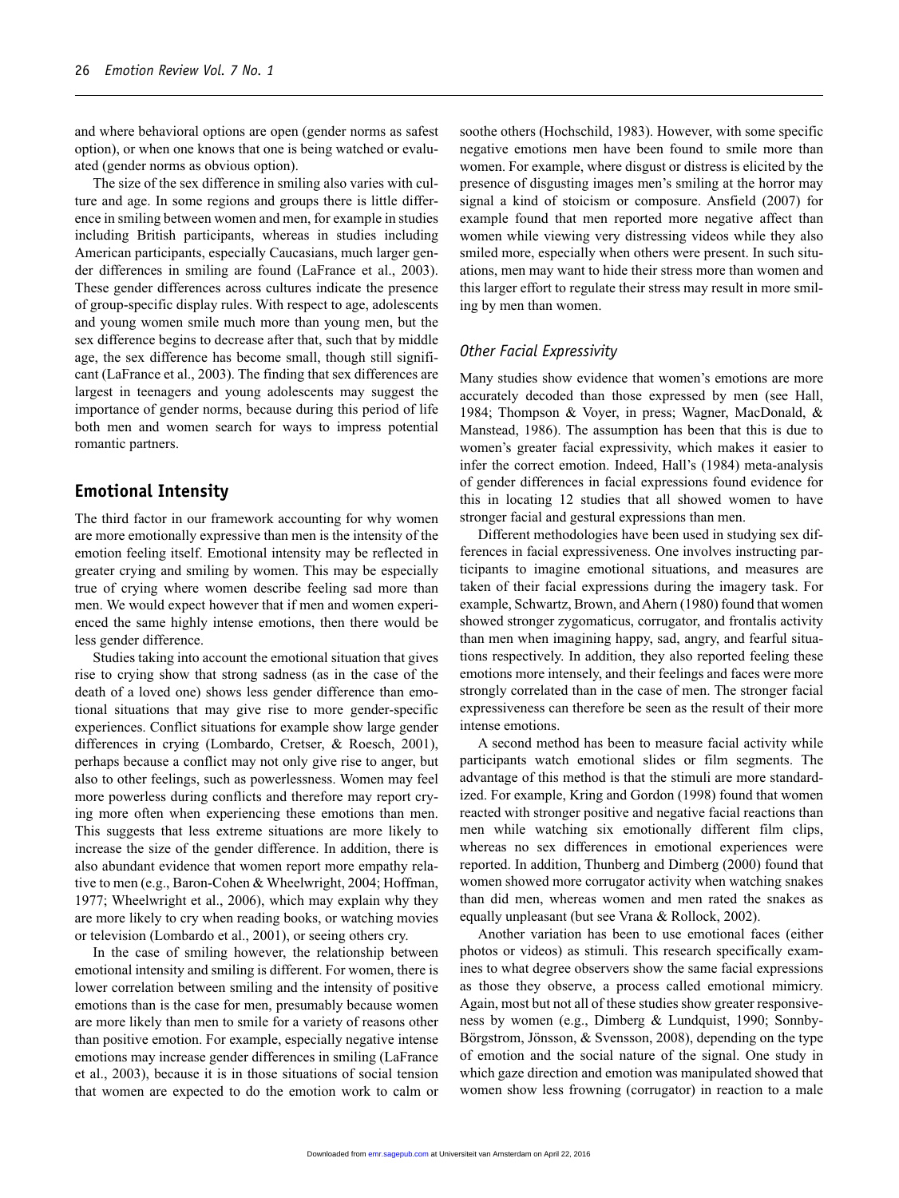and where behavioral options are open (gender norms as safest option), or when one knows that one is being watched or evaluated (gender norms as obvious option).

The size of the sex difference in smiling also varies with culture and age. In some regions and groups there is little difference in smiling between women and men, for example in studies including British participants, whereas in studies including American participants, especially Caucasians, much larger gender differences in smiling are found (LaFrance et al., 2003). These gender differences across cultures indicate the presence of group-specific display rules. With respect to age, adolescents and young women smile much more than young men, but the sex difference begins to decrease after that, such that by middle age, the sex difference has become small, though still significant (LaFrance et al., 2003). The finding that sex differences are largest in teenagers and young adolescents may suggest the importance of gender norms, because during this period of life both men and women search for ways to impress potential romantic partners.

## Emotional Intensity

The third factor in our framework accounting for why women are more emotionally expressive than men is the intensity of the emotion feeling itself. Emotional intensity may be reflected in greater crying and smiling by women. This may be especially true of crying where women describe feeling sad more than men. We would expect however that if men and women experienced the same highly intense emotions, then there would be less gender difference.

Studies taking into account the emotional situation that gives rise to crying show that strong sadness (as in the case of the death of a loved one) shows less gender difference than emotional situations that may give rise to more gender-specific experiences. Conflict situations for example show large gender differences in crying (Lombardo, Cretser, & Roesch, 2001), perhaps because a conflict may not only give rise to anger, but also to other feelings, such as powerlessness. Women may feel more powerless during conflicts and therefore may report crying more often when experiencing these emotions than men. This suggests that less extreme situations are more likely to increase the size of the gender difference. In addition, there is also abundant evidence that women report more empathy relative to men (e.g., Baron-Cohen & Wheelwright, 2004; Hoffman, 1977; Wheelwright et al., 2006), which may explain why they are more likely to cry when reading books, or watching movies or television (Lombardo et al., 2001), or seeing others cry.

In the case of smiling however, the relationship between emotional intensity and smiling is different. For women, there is lower correlation between smiling and the intensity of positive emotions than is the case for men, presumably because women are more likely than men to smile for a variety of reasons other than positive emotion. For example, especially negative intense emotions may increase gender differences in smiling (LaFrance et al., 2003), because it is in those situations of social tension that women are expected to do the emotion work to calm or soothe others (Hochschild, 1983). However, with some specific negative emotions men have been found to smile more than women. For example, where disgust or distress is elicited by the presence of disgusting images men's smiling at the horror may signal a kind of stoicism or composure. Ansfield (2007) for example found that men reported more negative affect than women while viewing very distressing videos while they also smiled more, especially when others were present. In such situations, men may want to hide their stress more than women and this larger effort to regulate their stress may result in more smiling by men than women.

### Other Facial Expressivity

Many studies show evidence that women's emotions are more accurately decoded than those expressed by men (see Hall, 1984; Thompson & Voyer, in press; Wagner, MacDonald, & Manstead, 1986). The assumption has been that this is due to women's greater facial expressivity, which makes it easier to infer the correct emotion. Indeed, Hall's (1984) meta-analysis of gender differences in facial expressions found evidence for this in locating 12 studies that all showed women to have stronger facial and gestural expressions than men.

Different methodologies have been used in studying sex differences in facial expressiveness. One involves instructing participants to imagine emotional situations, and measures are taken of their facial expressions during the imagery task. For example, Schwartz, Brown, and Ahern (1980) found that women showed stronger zygomaticus, corrugator, and frontalis activity than men when imagining happy, sad, angry, and fearful situations respectively. In addition, they also reported feeling these emotions more intensely, and their feelings and faces were more strongly correlated than in the case of men. The stronger facial expressiveness can therefore be seen as the result of their more intense emotions.

A second method has been to measure facial activity while participants watch emotional slides or film segments. The advantage of this method is that the stimuli are more standardized. For example, Kring and Gordon (1998) found that women reacted with stronger positive and negative facial reactions than men while watching six emotionally different film clips, whereas no sex differences in emotional experiences were reported. In addition, Thunberg and Dimberg (2000) found that women showed more corrugator activity when watching snakes than did men, whereas women and men rated the snakes as equally unpleasant (but see Vrana & Rollock, 2002).

Another variation has been to use emotional faces (either photos or videos) as stimuli. This research specifically examines to what degree observers show the same facial expressions as those they observe, a process called emotional mimicry. Again, most but not all of these studies show greater responsiveness by women (e.g., Dimberg & Lundquist, 1990; Sonnby-Börgstrom, Jönsson, & Svensson, 2008), depending on the type of emotion and the social nature of the signal. One study in which gaze direction and emotion was manipulated showed that women show less frowning (corrugator) in reaction to a male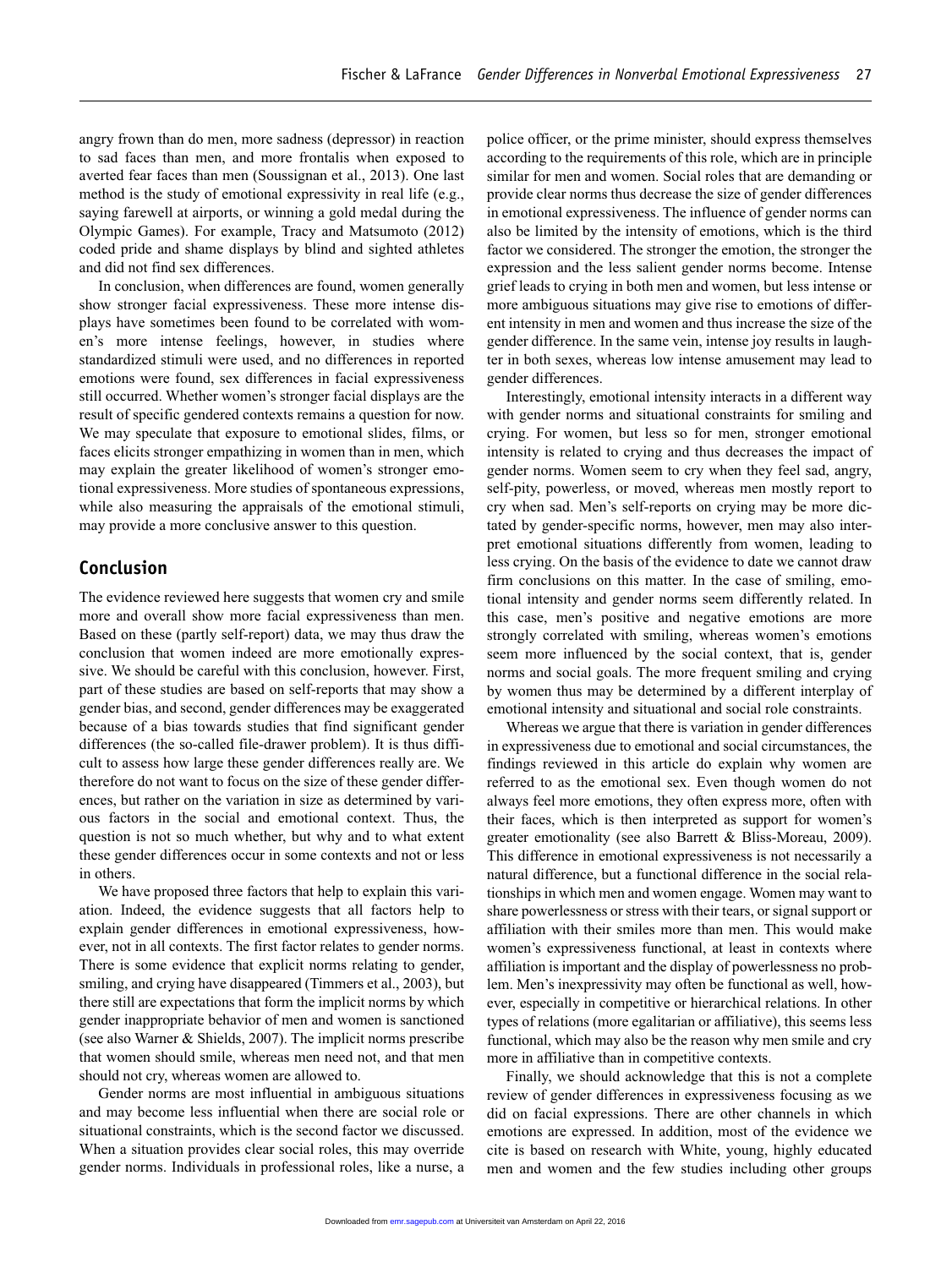angry frown than do men, more sadness (depressor) in reaction to sad faces than men, and more frontalis when exposed to averted fear faces than men (Soussignan et al., 2013). One last method is the study of emotional expressivity in real life (e.g., saying farewell at airports, or winning a gold medal during the Olympic Games). For example, Tracy and Matsumoto (2012) coded pride and shame displays by blind and sighted athletes and did not find sex differences.

In conclusion, when differences are found, women generally show stronger facial expressiveness. These more intense displays have sometimes been found to be correlated with women's more intense feelings, however, in studies where standardized stimuli were used, and no differences in reported emotions were found, sex differences in facial expressiveness still occurred. Whether women's stronger facial displays are the result of specific gendered contexts remains a question for now. We may speculate that exposure to emotional slides, films, or faces elicits stronger empathizing in women than in men, which may explain the greater likelihood of women's stronger emotional expressiveness. More studies of spontaneous expressions, while also measuring the appraisals of the emotional stimuli, may provide a more conclusive answer to this question.

## Conclusion

The evidence reviewed here suggests that women cry and smile more and overall show more facial expressiveness than men. Based on these (partly self-report) data, we may thus draw the conclusion that women indeed are more emotionally expressive. We should be careful with this conclusion, however. First, part of these studies are based on self-reports that may show a gender bias, and second, gender differences may be exaggerated because of a bias towards studies that find significant gender differences (the so-called file-drawer problem). It is thus difficult to assess how large these gender differences really are. We therefore do not want to focus on the size of these gender differences, but rather on the variation in size as determined by various factors in the social and emotional context. Thus, the question is not so much whether, but why and to what extent these gender differences occur in some contexts and not or less in others.

We have proposed three factors that help to explain this variation. Indeed, the evidence suggests that all factors help to explain gender differences in emotional expressiveness, however, not in all contexts. The first factor relates to gender norms. There is some evidence that explicit norms relating to gender, smiling, and crying have disappeared (Timmers et al., 2003), but there still are expectations that form the implicit norms by which gender inappropriate behavior of men and women is sanctioned (see also Warner & Shields, 2007). The implicit norms prescribe that women should smile, whereas men need not, and that men should not cry, whereas women are allowed to.

Gender norms are most influential in ambiguous situations and may become less influential when there are social role or situational constraints, which is the second factor we discussed. When a situation provides clear social roles, this may override gender norms. Individuals in professional roles, like a nurse, a police officer, or the prime minister, should express themselves according to the requirements of this role, which are in principle similar for men and women. Social roles that are demanding or provide clear norms thus decrease the size of gender differences in emotional expressiveness. The influence of gender norms can also be limited by the intensity of emotions, which is the third factor we considered. The stronger the emotion, the stronger the expression and the less salient gender norms become. Intense grief leads to crying in both men and women, but less intense or more ambiguous situations may give rise to emotions of different intensity in men and women and thus increase the size of the gender difference. In the same vein, intense joy results in laughter in both sexes, whereas low intense amusement may lead to gender differences.

Interestingly, emotional intensity interacts in a different way with gender norms and situational constraints for smiling and crying. For women, but less so for men, stronger emotional intensity is related to crying and thus decreases the impact of gender norms. Women seem to cry when they feel sad, angry, self-pity, powerless, or moved, whereas men mostly report to cry when sad. Men's self-reports on crying may be more dictated by gender-specific norms, however, men may also interpret emotional situations differently from women, leading to less crying. On the basis of the evidence to date we cannot draw firm conclusions on this matter. In the case of smiling, emotional intensity and gender norms seem differently related. In this case, men's positive and negative emotions are more strongly correlated with smiling, whereas women's emotions seem more influenced by the social context, that is, gender norms and social goals. The more frequent smiling and crying by women thus may be determined by a different interplay of emotional intensity and situational and social role constraints.

Whereas we argue that there is variation in gender differences in expressiveness due to emotional and social circumstances, the findings reviewed in this article do explain why women are referred to as the emotional sex. Even though women do not always feel more emotions, they often express more, often with their faces, which is then interpreted as support for women's greater emotionality (see also Barrett & Bliss-Moreau, 2009). This difference in emotional expressiveness is not necessarily a natural difference, but a functional difference in the social relationships in which men and women engage. Women may want to share powerlessness or stress with their tears, or signal support or affiliation with their smiles more than men. This would make women's expressiveness functional, at least in contexts where affiliation is important and the display of powerlessness no problem. Men's inexpressivity may often be functional as well, however, especially in competitive or hierarchical relations. In other types of relations (more egalitarian or affiliative), this seems less functional, which may also be the reason why men smile and cry more in affiliative than in competitive contexts.

Finally, we should acknowledge that this is not a complete review of gender differences in expressiveness focusing as we did on facial expressions. There are other channels in which emotions are expressed. In addition, most of the evidence we cite is based on research with White, young, highly educated men and women and the few studies including other groups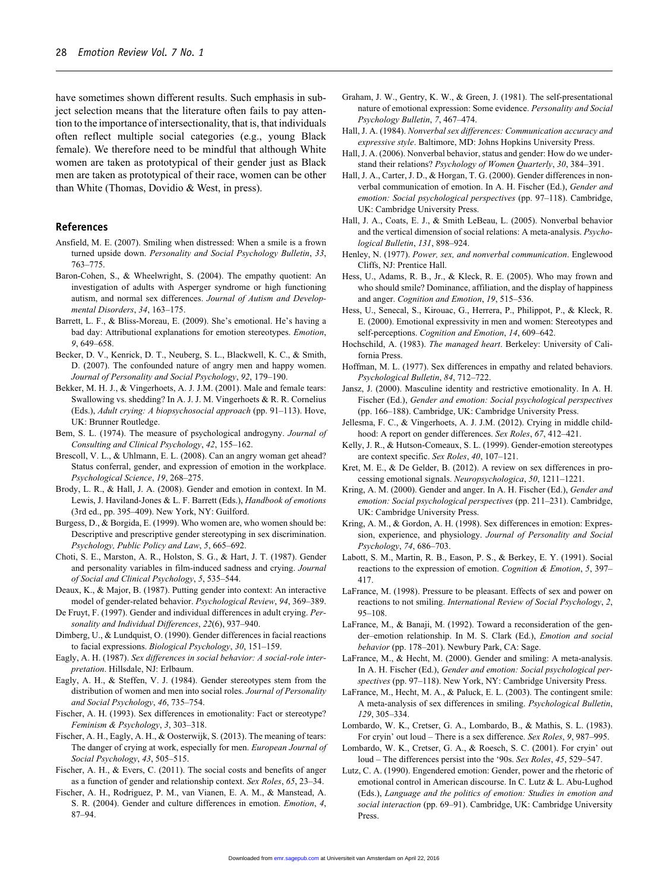have sometimes shown different results. Such emphasis in subject selection means that the literature often fails to pay attention to the importance of intersectionality, that is, that individuals often reflect multiple social categories (e.g., young Black female). We therefore need to be mindful that although White women are taken as prototypical of their gender just as Black men are taken as prototypical of their race, women can be other than White (Thomas, Dovidio & West, in press).

## References

Ansfield, M. E. (2007). Smiling when distressed: When a smile is a frown turned upside down. *Personality and Social Psychology Bulletin*, *33*, 763–775.

Baron-Cohen, S., & Wheelwright, S. (2004). The empathy quotient: An investigation of adults with Asperger syndrome or high functioning autism, and normal sex differences. *Journal of Autism and Developmental Disorders*, *34*, 163–175.

Barrett, L. F., & Bliss-Moreau, E. (2009). She's emotional. He's having a bad day: Attributional explanations for emotion stereotypes. *Emotion*, *9*, 649–658.

Becker, D. V., Kenrick, D. T., Neuberg, S. L., Blackwell, K. C., & Smith, D. (2007). The confounded nature of angry men and happy women. *Journal of Personality and Social Psychology*, *92*, 179–190.

Bekker, M. H. J., & Vingerhoets, A. J. J.M. (2001). Male and female tears: Swallowing vs. shedding? In A. J. J. M. Vingerhoets & R. R. Cornelius (Eds.), *Adult crying: A biopsychosocial approach* (pp. 91–113). Hove, UK: Brunner Routledge.

Bem, S. L. (1974). The measure of psychological androgyny. *Journal of Consulting and Clinical Psychology*, *42*, 155–162.

Brescoll, V. L., & Uhlmann, E. L. (2008). Can an angry woman get ahead? Status conferral, gender, and expression of emotion in the workplace. *Psychological Science*, *19*, 268–275.

Brody, L. R., & Hall, J. A. (2008). Gender and emotion in context. In M. Lewis, J. Haviland-Jones & L. F. Barrett (Eds.), *Handbook of emotions* (3rd ed., pp. 395–409). New York, NY: Guilford.

Burgess, D., & Borgida, E. (1999). Who women are, who women should be: Descriptive and prescriptive gender stereotyping in sex discrimination. *Psychology, Public Policy and Law*, *5*, 665–692.

Choti, S. E., Marston, A. R., Holston, S. G., & Hart, J. T. (1987). Gender and personality variables in film-induced sadness and crying. *Journal of Social and Clinical Psychology*, *5*, 535–544.

Deaux, K., & Major, B. (1987). Putting gender into context: An interactive model of gender-related behavior. *Psychological Review*, *94*, 369–389.

De Fruyt, F. (1997). Gender and individual differences in adult crying. *Personality and Individual Differences*, *22*(6), 937–940.

Dimberg, U., & Lundquist, O. (1990). Gender differences in facial reactions to facial expressions. *Biological Psychology*, *30*, 151–159.

Eagly, A. H. (1987). *Sex differences in social behavior: A social-role interpretation*. Hillsdale, NJ: Erlbaum.

Eagly, A. H., & Steffen, V. J. (1984). Gender stereotypes stem from the distribution of women and men into social roles. *Journal of Personality and Social Psychology*, *46*, 735–754.

Fischer, A. H. (1993). Sex differences in emotionality: Fact or stereotype? *Feminism & Psychology*, *3*, 303–318.

Fischer, A. H., Eagly, A. H., & Oosterwijk, S. (2013). The meaning of tears: The danger of crying at work, especially for men. *European Journal of Social Psychology*, *43*, 505–515.

Fischer, A. H., & Evers, C. (2011). The social costs and benefits of anger as a function of gender and relationship context. *Sex Roles*, *65*, 23–34.

Fischer, A. H., Rodriguez, P. M., van Vianen, E. A. M., & Manstead, A. S. R. (2004). Gender and culture differences in emotion. *Emotion*, *4*, 87–94.

Graham, J. W., Gentry, K. W., & Green, J. (1981). The self-presentational nature of emotional expression: Some evidence. *Personality and Social Psychology Bulletin*, *7*, 467–474.

Hall, J. A. (1984). *Nonverbal sex differences: Communication accuracy and expressive style*. Baltimore, MD: Johns Hopkins University Press.

Hall, J. A. (2006). Nonverbal behavior, status and gender: How do we understand their relations? *Psychology of Women Quarterly*, *30*, 384–391.

Hall, J. A., Carter, J. D., & Horgan, T. G. (2000). Gender differences in nonverbal communication of emotion. In A. H. Fischer (Ed.), *Gender and emotion: Social psychological perspectives* (pp. 97–118). Cambridge, UK: Cambridge University Press.

Hall, J. A., Coats, E. J., & Smith LeBeau, L. (2005). Nonverbal behavior and the vertical dimension of social relations: A meta-analysis. *Psychological Bulletin*, *131*, 898–924.

Henley, N. (1977). *Power, sex, and nonverbal communication*. Englewood Cliffs, NJ: Prentice Hall.

Hess, U., Adams, R. B., Jr., & Kleck, R. E. (2005). Who may frown and who should smile? Dominance, affiliation, and the display of happiness and anger. *Cognition and Emotion*, *19*, 515–536.

Hess, U., Senecal, S., Kirouac, G., Herrera, P., Philippot, P., & Kleck, R. E. (2000). Emotional expressivity in men and women: Stereotypes and self-perceptions. *Cognition and Emotion*, *14*, 609–642.

Hochschild, A. (1983). *The managed heart*. Berkeley: University of California Press.

Hoffman, M. L. (1977). Sex differences in empathy and related behaviors. *Psychological Bulletin*, *84*, 712–722.

Jansz, J. (2000). Masculine identity and restrictive emotionality. In A. H. Fischer (Ed.), *Gender and emotion: Social psychological perspectives* (pp. 166–188). Cambridge, UK: Cambridge University Press.

Jellesma, F. C., & Vingerhoets, A. J. J.M. (2012). Crying in middle childhood: A report on gender differences. *Sex Roles*, *67*, 412–421.

Kelly, J. R., & Hutson-Comeaux, S. L. (1999). Gender-emotion stereotypes are context specific. *Sex Roles*, *40*, 107–121.

Kret, M. E., & De Gelder, B. (2012). A review on sex differences in processing emotional signals. *Neuropsychologica*, *50*, 1211–1221.

Kring, A. M. (2000). Gender and anger. In A. H. Fischer (Ed.), *Gender and emotion: Social psychological perspectives* (pp. 211–231). Cambridge, UK: Cambridge University Press.

Kring, A. M., & Gordon, A. H. (1998). Sex differences in emotion: Expression, experience, and physiology. *Journal of Personality and Social Psychology*, *74*, 686–703.

Labott, S. M., Martin, R. B., Eason, P. S., & Berkey, E. Y. (1991). Social reactions to the expression of emotion. *Cognition & Emotion*, *5*, 397–417.

LaFrance, M. (1998). Pressure to be pleasant. Effects of sex and power on reactions to not smiling. *International Review of Social Psychology*, *2*, 95–108.

LaFrance, M., & Banaji, M. (1992). Toward a reconsideration of the gender–emotion relationship. In M. S. Clark (Ed.), *Emotion and social behavior* (pp. 178–201). Newbury Park, CA: Sage.

LaFrance, M., & Hecht, M. (2000). Gender and smiling: A meta-analysis. In A. H. Fischer (Ed.), *Gender and emotion: Social psychological perspectives* (pp. 97–118). New York, NY: Cambridge University Press.

LaFrance, M., Hecht, M. A., & Paluck, E. L. (2003). The contingent smile: A meta-analysis of sex differences in smiling. *Psychological Bulletin*, *129*, 305–334.

Lombardo, W. K., Cretser, G. A., Lombardo, B., & Mathis, S. L. (1983). For cryin' out loud – There is a sex difference. *Sex Roles*, *9*, 987–995.

Lombardo, W. K., Cretser, G. A., & Roesch, S. C. (2001). For cryin' out loud – The differences persist into the '90s. *Sex Roles*, *45*, 529–547.

Lutz, C. A. (1990). Engendered emotion: Gender, power and the rhetoric of emotional control in American discourse. In C. Lutz & L. Abu-Lughod (Eds.), *Language and the politics of emotion: Studies in emotion and social interaction* (pp. 69–91). Cambridge, UK: Cambridge University Press.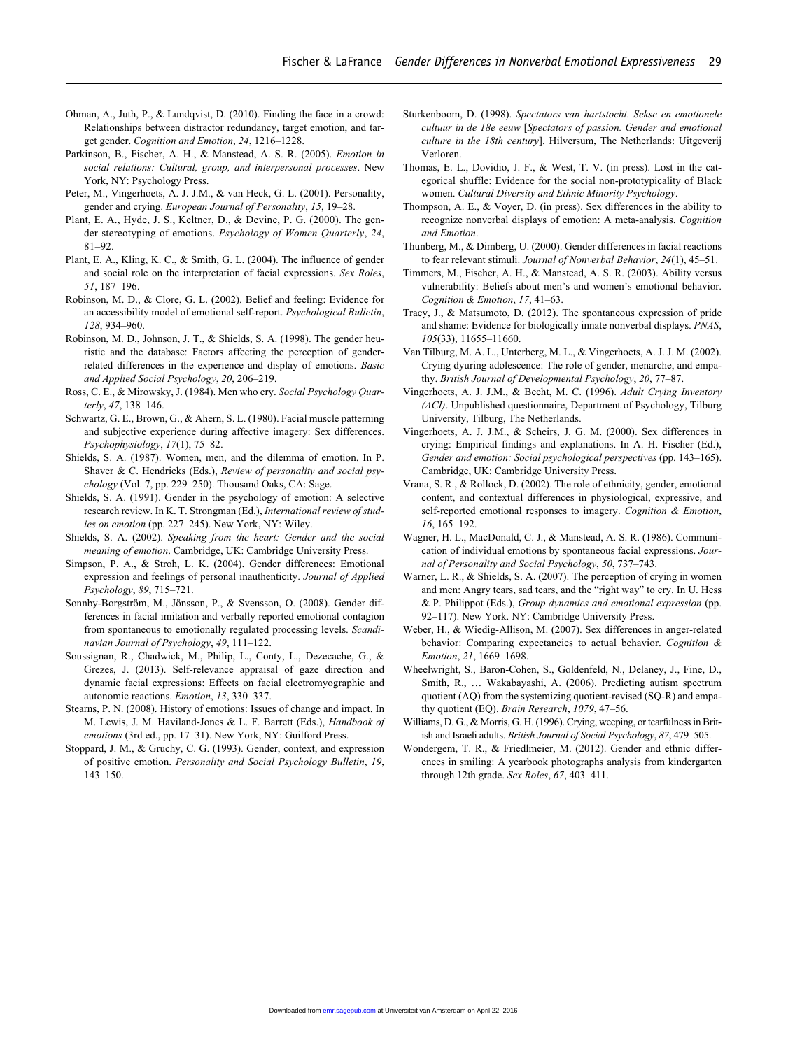Ohman, A., Juth, P., & Lundqvist, D. (2010). Finding the face in a crowd: Relationships between distractor redundancy, target emotion, and target gender. *Cognition and Emotion*, *24*, 1216–1228.

Parkinson, B., Fischer, A. H., & Manstead, A. S. R. (2005). *Emotion in social relations: Cultural, group, and interpersonal processes*. New York, NY: Psychology Press.

Peter, M., Vingerhoets, A. J. J.M., & van Heck, G. L. (2001). Personality, gender and crying. *European Journal of Personality*, *15*, 19–28.

Plant, E. A., Hyde, J. S., Keltner, D., & Devine, P. G. (2000). The gender stereotyping of emotions. *Psychology of Women Quarterly*, *24*, 81–92.

Plant, E. A., Kling, K. C., & Smith, G. L. (2004). The influence of gender and social role on the interpretation of facial expressions. *Sex Roles*, *51*, 187–196.

Robinson, M. D., & Clore, G. L. (2002). Belief and feeling: Evidence for an accessibility model of emotional self-report. *Psychological Bulletin*, *128*, 934–960.

Robinson, M. D., Johnson, J. T., & Shields, S. A. (1998). The gender heuristic and the database: Factors affecting the perception of gender-related differences in the experience and display of emotions. *Basic and Applied Social Psychology*, *20*, 206–219.

Ross, C. E., & Mirowsky, J. (1984). Men who cry. *Social Psychology Quarterly*, *47*, 138–146.

Schwartz, G. E., Brown, G., & Ahern, S. L. (1980). Facial muscle patterning and subjective experience during affective imagery: Sex differences. *Psychophysiology*, *17*(1), 75–82.

Shields, S. A. (1987). Women, men, and the dilemma of emotion. In P. Shaver & C. Hendricks (Eds.), *Review of personality and social psychology* (Vol. 7, pp. 229–250). Thousand Oaks, CA: Sage.

Shields, S. A. (1991). Gender in the psychology of emotion: A selective research review. In K. T. Strongman (Ed.), *International review of studies on emotion* (pp. 227–245). New York, NY: Wiley.

Shields, S. A. (2002). *Speaking from the heart: Gender and the social meaning of emotion*. Cambridge, UK: Cambridge University Press.

Simpson, P. A., & Stroh, L. K. (2004). Gender differences: Emotional expression and feelings of personal inauthenticity. *Journal of Applied Psychology*, *89*, 715–721.

Sonnby-Borgström, M., Jönsson, P., & Svensson, O. (2008). Gender differences in facial imitation and verbally reported emotional contagion from spontaneous to emotionally regulated processing levels. *Scandinavian Journal of Psychology*, *49*, 111–122.

Soussignan, R., Chadwick, M., Philip, L., Conty, L., Dezecache, G., & Grezes, J. (2013). Self-relevance appraisal of gaze direction and dynamic facial expressions: Effects on facial electromyographic and autonomic reactions. *Emotion*, *13*, 330–337.

Stearns, P. N. (2008). History of emotions: Issues of change and impact. In M. Lewis, J. M. Haviland-Jones & L. F. Barrett (Eds.), *Handbook of emotions* (3rd ed., pp. 17–31). New York, NY: Guilford Press.

Stoppard, J. M., & Gruchy, C. G. (1993). Gender, context, and expression of positive emotion. *Personality and Social Psychology Bulletin*, *19*, 143–150.

Sturkenboom, D. (1998). *Spectators van hartstocht. Sekse en emotionele cultuur in de 18e eeuw* [*Spectators of passion. Gender and emotional culture in the 18th century*]. Hilversum, The Netherlands: Uitgeverij Verloren.

Thomas, E. L., Dovidio, J. F., & West, T. V. (in press). Lost in the categorical shuffle: Evidence for the social non-prototypicality of Black women. *Cultural Diversity and Ethnic Minority Psychology*.

Thompson, A. E., & Voyer, D. (in press). Sex differences in the ability to recognize nonverbal displays of emotion: A meta-analysis. *Cognition and Emotion*.

Thunberg, M., & Dimberg, U. (2000). Gender differences in facial reactions to fear relevant stimuli. *Journal of Nonverbal Behavior*, *24*(1), 45–51.

Timmers, M., Fischer, A. H., & Manstead, A. S. R. (2003). Ability versus vulnerability: Beliefs about men's and women's emotional behavior. *Cognition & Emotion*, *17*, 41–63.

Tracy, J., & Matsumoto, D. (2012). The spontaneous expression of pride and shame: Evidence for biologically innate nonverbal displays. *PNAS*, *105*(33), 11655–11660.

Van Tilburg, M. A. L., Unterberg, M. L., & Vingerhoets, A. J. J. M. (2002). Crying dyuring adolescence: The role of gender, menarche, and empathy. *British Journal of Developmental Psychology*, *20*, 77–87.

Vingerhoets, A. J. J.M., & Becht, M. C. (1996). *Adult Crying Inventory (ACI)*. Unpublished questionnaire, Department of Psychology, Tilburg University, Tilburg, The Netherlands.

Vingerhoets, A. J. J.M., & Scheirs, J. G. M. (2000). Sex differences in crying: Empirical findings and explanations. In A. H. Fischer (Ed.), *Gender and emotion: Social psychological perspectives* (pp. 143–165). Cambridge, UK: Cambridge University Press.

Vrana, S. R., & Rollock, D. (2002). The role of ethnicity, gender, emotional content, and contextual differences in physiological, expressive, and self-reported emotional responses to imagery. *Cognition & Emotion*, *16*, 165–192.

Wagner, H. L., MacDonald, C. J., & Manstead, A. S. R. (1986). Communication of individual emotions by spontaneous facial expressions. *Journal of Personality and Social Psychology*, *50*, 737–743.

Warner, L. R., & Shields, S. A. (2007). The perception of crying in women and men: Angry tears, sad tears, and the "right way" to cry. In U. Hess & P. Philippot (Eds.), *Group dynamics and emotional expression* (pp. 92–117). New York. NY: Cambridge University Press.

Weber, H., & Wiedig-Allison, M. (2007). Sex differences in anger-related behavior: Comparing expectancies to actual behavior. *Cognition & Emotion*, *21*, 1669–1698.

Wheelwright, S., Baron-Cohen, S., Goldenfeld, N., Delaney, J., Fine, D., Smith, R., … Wakabayashi, A. (2006). Predicting autism spectrum quotient (AQ) from the systemizing quotient-revised (SQ-R) and empathy quotient (EQ). *Brain Research*, *1079*, 47–56.

Williams, D. G., & Morris, G. H. (1996). Crying, weeping, or tearfulness in British and Israeli adults. *British Journal of Social Psychology*, *87*, 479–505.

Wondergem, T. R., & Friedlmeier, M. (2012). Gender and ethnic differences in smiling: A yearbook photographs analysis from kindergarten through 12th grade. *Sex Roles*, *67*, 403–411.